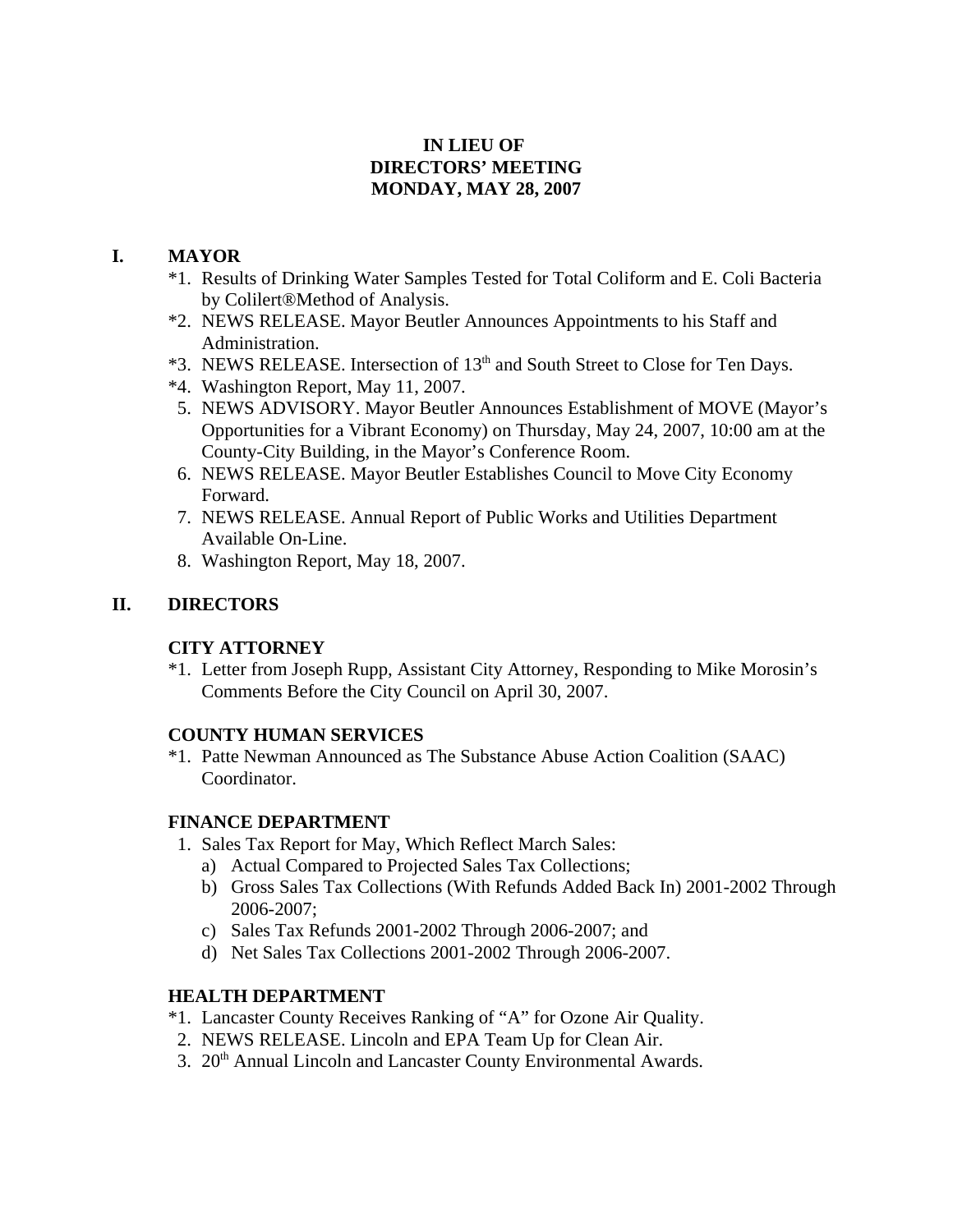**IN LIEU OF**
**DIRECTORS' MEETING**
**MONDAY, MAY 28, 2007**

## I. MAYOR

*1. Results of Drinking Water Samples Tested for Total Coliform and E. Coli Bacteria by Colilert®Method of Analysis.
*2. NEWS RELEASE. Mayor Beutler Announces Appointments to his Staff and Administration.
*3. NEWS RELEASE. Intersection of 13th and South Street to Close for Ten Days.
*4. Washington Report, May 11, 2007.
5. NEWS ADVISORY. Mayor Beutler Announces Establishment of MOVE (Mayor's Opportunities for a Vibrant Economy) on Thursday, May 24, 2007, 10:00 am at the County-City Building, in the Mayor's Conference Room.
6. NEWS RELEASE. Mayor Beutler Establishes Council to Move City Economy Forward.
7. NEWS RELEASE. Annual Report of Public Works and Utilities Department Available On-Line.
8. Washington Report, May 18, 2007.

## II. DIRECTORS

### CITY ATTORNEY

*1. Letter from Joseph Rupp, Assistant City Attorney, Responding to Mike Morosin's Comments Before the City Council on April 30, 2007.

### COUNTY HUMAN SERVICES

*1. Patte Newman Announced as The Substance Abuse Action Coalition (SAAC) Coordinator.

### FINANCE DEPARTMENT

1. Sales Tax Report for May, Which Reflect March Sales:
   a) Actual Compared to Projected Sales Tax Collections;
   b) Gross Sales Tax Collections (With Refunds Added Back In) 2001-2002 Through 2006-2007;
   c) Sales Tax Refunds 2001-2002 Through 2006-2007; and
   d) Net Sales Tax Collections 2001-2002 Through 2006-2007.

### HEALTH DEPARTMENT

*1. Lancaster County Receives Ranking of "A" for Ozone Air Quality.
2. NEWS RELEASE. Lincoln and EPA Team Up for Clean Air.
3. 20th Annual Lincoln and Lancaster County Environmental Awards.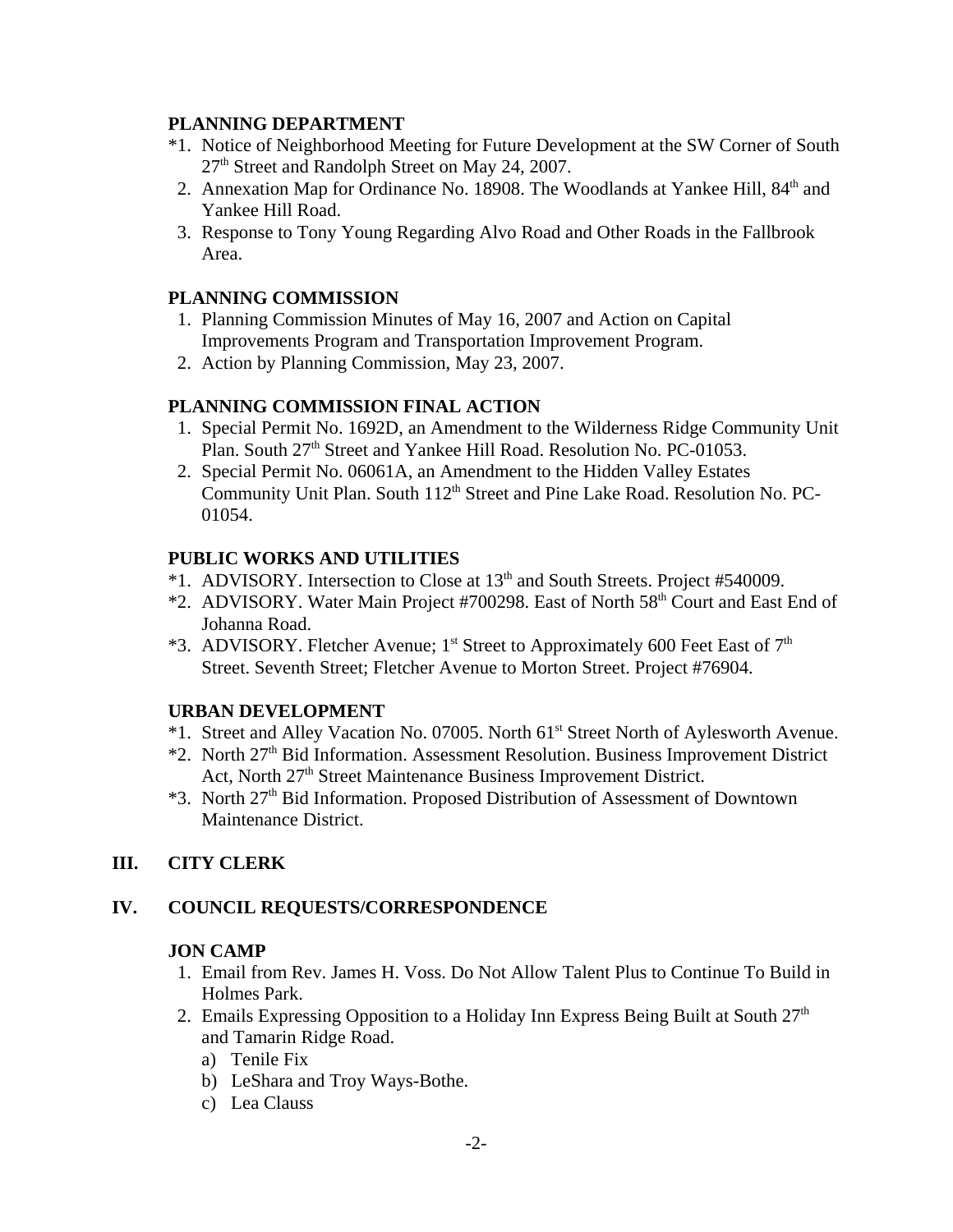**PLANNING DEPARTMENT**

*1. Notice of Neighborhood Meeting for Future Development at the SW Corner of South 27th Street and Randolph Street on May 24, 2007.
2. Annexation Map for Ordinance No. 18908. The Woodlands at Yankee Hill, 84th and Yankee Hill Road.
3. Response to Tony Young Regarding Alvo Road and Other Roads in the Fallbrook Area.

**PLANNING COMMISSION**

1. Planning Commission Minutes of May 16, 2007 and Action on Capital Improvements Program and Transportation Improvement Program.
2. Action by Planning Commission, May 23, 2007.

**PLANNING COMMISSION FINAL ACTION**

1. Special Permit No. 1692D, an Amendment to the Wilderness Ridge Community Unit Plan. South 27th Street and Yankee Hill Road. Resolution No. PC-01053.
2. Special Permit No. 06061A, an Amendment to the Hidden Valley Estates Community Unit Plan. South 112th Street and Pine Lake Road. Resolution No. PC-01054.

**PUBLIC WORKS AND UTILITIES**

*1. ADVISORY. Intersection to Close at 13th and South Streets. Project #540009.
*2. ADVISORY. Water Main Project #700298. East of North 58th Court and East End of Johanna Road.
*3. ADVISORY. Fletcher Avenue; 1st Street to Approximately 600 Feet East of 7th Street. Seventh Street; Fletcher Avenue to Morton Street. Project #76904.

**URBAN DEVELOPMENT**

*1. Street and Alley Vacation No. 07005. North 61st Street North of Aylesworth Avenue.
*2. North 27th Bid Information. Assessment Resolution. Business Improvement District Act, North 27th Street Maintenance Business Improvement District.
*3. North 27th Bid Information. Proposed Distribution of Assessment of Downtown Maintenance District.

**III. CITY CLERK**

**IV. COUNCIL REQUESTS/CORRESPONDENCE**

**JON CAMP**

1. Email from Rev. James H. Voss. Do Not Allow Talent Plus to Continue To Build in Holmes Park.
2. Emails Expressing Opposition to a Holiday Inn Express Being Built at South 27th and Tamarin Ridge Road.
   a) Tenile Fix
   b) LeShara and Troy Ways-Bothe.
   c) Lea Clauss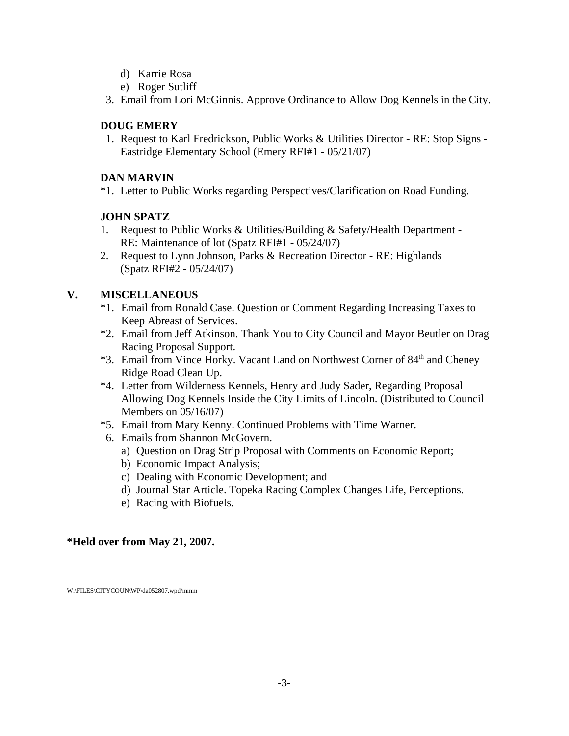d) Karrie Rosa
   e) Roger Sutliff
3. Email from Lori McGinnis. Approve Ordinance to Allow Dog Kennels in the City.

**DOUG EMERY**

1. Request to Karl Fredrickson, Public Works & Utilities Director - RE: Stop Signs - Eastridge Elementary School (Emery RFI#1 - 05/21/07)

**DAN MARVIN**

*1. Letter to Public Works regarding Perspectives/Clarification on Road Funding.

**JOHN SPATZ**

1. Request to Public Works & Utilities/Building & Safety/Health Department - RE: Maintenance of lot (Spatz RFI#1 - 05/24/07)
2. Request to Lynn Johnson, Parks & Recreation Director - RE: Highlands (Spatz RFI#2 - 05/24/07)

## V. MISCELLANEOUS

*1. Email from Ronald Case. Question or Comment Regarding Increasing Taxes to Keep Abreast of Services.

*2. Email from Jeff Atkinson. Thank You to City Council and Mayor Beutler on Drag Racing Proposal Support.

*3. Email from Vince Horky. Vacant Land on Northwest Corner of 84th and Cheney Ridge Road Clean Up.

*4. Letter from Wilderness Kennels, Henry and Judy Sader, Regarding Proposal Allowing Dog Kennels Inside the City Limits of Lincoln. (Distributed to Council Members on 05/16/07)

*5. Email from Mary Kenny. Continued Problems with Time Warner.

6. Emails from Shannon McGovern.
   a) Question on Drag Strip Proposal with Comments on Economic Report;
   b) Economic Impact Analysis;
   c) Dealing with Economic Development; and
   d) Journal Star Article. Topeka Racing Complex Changes Life, Perceptions.
   e) Racing with Biofuels.

**\*Held over from May 21, 2007.**

W:\FILES\CITYCOUN\WP\da052807.wpd/mmm